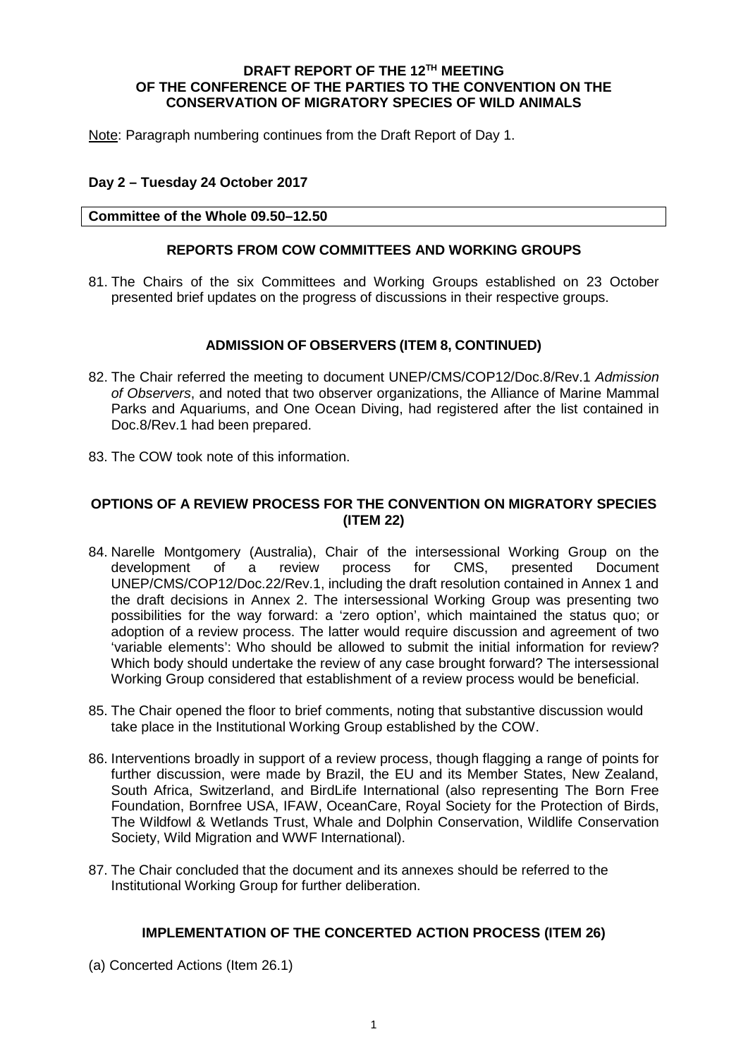**DRAFT REPORT OF THE 12TH MEETING OF THE CONFERENCE OF THE PARTIES TO THE CONVENTION ON THE CONSERVATION OF MIGRATORY SPECIES OF WILD ANIMALS**

Note: Paragraph numbering continues from the Draft Report of Day 1.

**Day 2 – Tuesday 24 October 2017**

**Committee of the Whole 09.50–12.50**

## REPORTS FROM COW COMMITTEES AND WORKING GROUPS

81. The Chairs of the six Committees and Working Groups established on 23 October presented brief updates on the progress of discussions in their respective groups.

## ADMISSION OF OBSERVERS (ITEM 8, CONTINUED)

82. The Chair referred the meeting to document UNEP/CMS/COP12/Doc.8/Rev.1 *Admission of Observers*, and noted that two observer organizations, the Alliance of Marine Mammal Parks and Aquariums, and One Ocean Diving, had registered after the list contained in Doc.8/Rev.1 had been prepared.

83. The COW took note of this information.

## OPTIONS OF A REVIEW PROCESS FOR THE CONVENTION ON MIGRATORY SPECIES (ITEM 22)

84. Narelle Montgomery (Australia), Chair of the intersessional Working Group on the development of a review process for CMS, presented Document UNEP/CMS/COP12/Doc.22/Rev.1, including the draft resolution contained in Annex 1 and the draft decisions in Annex 2. The intersessional Working Group was presenting two possibilities for the way forward: a 'zero option', which maintained the status quo; or adoption of a review process. The latter would require discussion and agreement of two 'variable elements': Who should be allowed to submit the initial information for review? Which body should undertake the review of any case brought forward? The intersessional Working Group considered that establishment of a review process would be beneficial.

85. The Chair opened the floor to brief comments, noting that substantive discussion would take place in the Institutional Working Group established by the COW.

86. Interventions broadly in support of a review process, though flagging a range of points for further discussion, were made by Brazil, the EU and its Member States, New Zealand, South Africa, Switzerland, and BirdLife International (also representing The Born Free Foundation, Bornfree USA, IFAW, OceanCare, Royal Society for the Protection of Birds, The Wildfowl & Wetlands Trust, Whale and Dolphin Conservation, Wildlife Conservation Society, Wild Migration and WWF International).

87. The Chair concluded that the document and its annexes should be referred to the Institutional Working Group for further deliberation.

## IMPLEMENTATION OF THE CONCERTED ACTION PROCESS (ITEM 26)

(a) Concerted Actions (Item 26.1)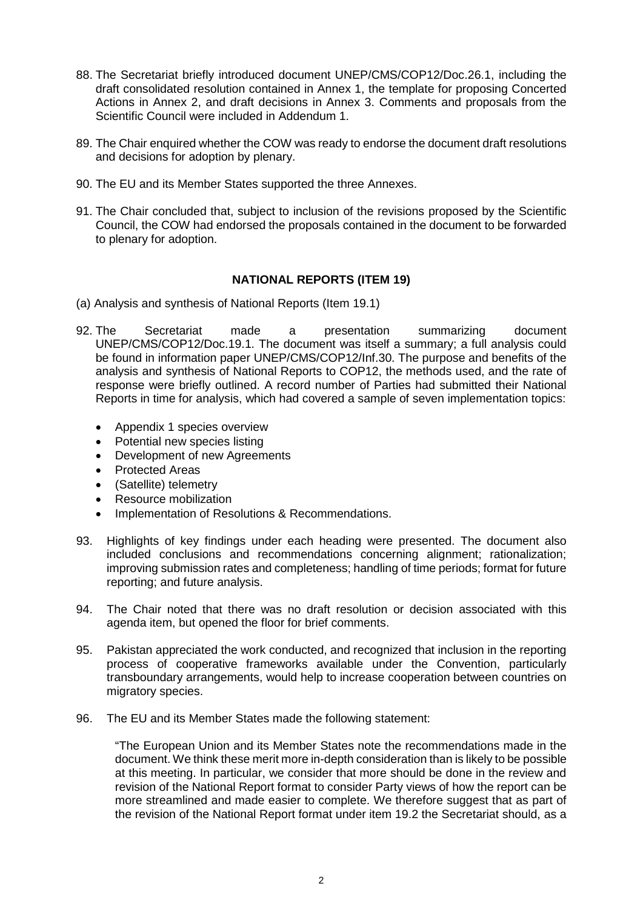88. The Secretariat briefly introduced document UNEP/CMS/COP12/Doc.26.1, including the draft consolidated resolution contained in Annex 1, the template for proposing Concerted Actions in Annex 2, and draft decisions in Annex 3. Comments and proposals from the Scientific Council were included in Addendum 1.

89. The Chair enquired whether the COW was ready to endorse the document draft resolutions and decisions for adoption by plenary.

90. The EU and its Member States supported the three Annexes.

91. The Chair concluded that, subject to inclusion of the revisions proposed by the Scientific Council, the COW had endorsed the proposals contained in the document to be forwarded to plenary for adoption.

## NATIONAL REPORTS (ITEM 19)

(a) Analysis and synthesis of National Reports (Item 19.1)

92. The Secretariat made a presentation summarizing document UNEP/CMS/COP12/Doc.19.1. The document was itself a summary; a full analysis could be found in information paper UNEP/CMS/COP12/Inf.30. The purpose and benefits of the analysis and synthesis of National Reports to COP12, the methods used, and the rate of response were briefly outlined. A record number of Parties had submitted their National Reports in time for analysis, which had covered a sample of seven implementation topics:

   - Appendix 1 species overview
   - Potential new species listing
   - Development of new Agreements
   - Protected Areas
   - (Satellite) telemetry
   - Resource mobilization
   - Implementation of Resolutions & Recommendations.

93. Highlights of key findings under each heading were presented. The document also included conclusions and recommendations concerning alignment; rationalization; improving submission rates and completeness; handling of time periods; format for future reporting; and future analysis.

94. The Chair noted that there was no draft resolution or decision associated with this agenda item, but opened the floor for brief comments.

95. Pakistan appreciated the work conducted, and recognized that inclusion in the reporting process of cooperative frameworks available under the Convention, particularly transboundary arrangements, would help to increase cooperation between countries on migratory species.

96. The EU and its Member States made the following statement:

   "The European Union and its Member States note the recommendations made in the document. We think these merit more in-depth consideration than is likely to be possible at this meeting. In particular, we consider that more should be done in the review and revision of the National Report format to consider Party views of how the report can be more streamlined and made easier to complete. We therefore suggest that as part of the revision of the National Report format under item 19.2 the Secretariat should, as a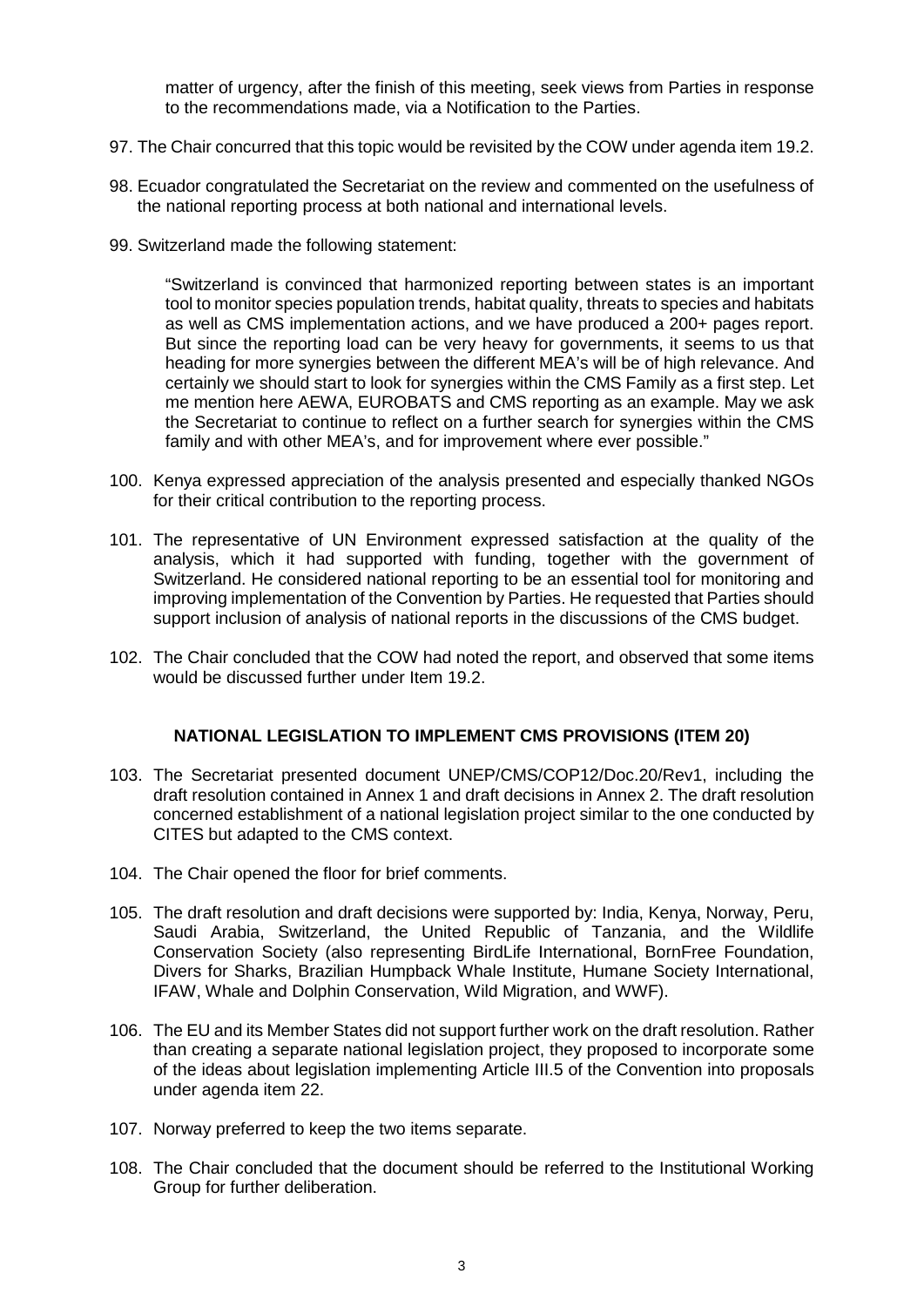matter of urgency, after the finish of this meeting, seek views from Parties in response to the recommendations made, via a Notification to the Parties.

97. The Chair concurred that this topic would be revisited by the COW under agenda item 19.2.

98. Ecuador congratulated the Secretariat on the review and commented on the usefulness of the national reporting process at both national and international levels.

99. Switzerland made the following statement:

> "Switzerland is convinced that harmonized reporting between states is an important tool to monitor species population trends, habitat quality, threats to species and habitats as well as CMS implementation actions, and we have produced a 200+ pages report. But since the reporting load can be very heavy for governments, it seems to us that heading for more synergies between the different MEA's will be of high relevance. And certainly we should start to look for synergies within the CMS Family as a first step. Let me mention here AEWA, EUROBATS and CMS reporting as an example. May we ask the Secretariat to continue to reflect on a further search for synergies within the CMS family and with other MEA's, and for improvement where ever possible."

100. Kenya expressed appreciation of the analysis presented and especially thanked NGOs for their critical contribution to the reporting process.

101. The representative of UN Environment expressed satisfaction at the quality of the analysis, which it had supported with funding, together with the government of Switzerland. He considered national reporting to be an essential tool for monitoring and improving implementation of the Convention by Parties. He requested that Parties should support inclusion of analysis of national reports in the discussions of the CMS budget.

102. The Chair concluded that the COW had noted the report, and observed that some items would be discussed further under Item 19.2.

## NATIONAL LEGISLATION TO IMPLEMENT CMS PROVISIONS (ITEM 20)

103. The Secretariat presented document UNEP/CMS/COP12/Doc.20/Rev1, including the draft resolution contained in Annex 1 and draft decisions in Annex 2. The draft resolution concerned establishment of a national legislation project similar to the one conducted by CITES but adapted to the CMS context.

104. The Chair opened the floor for brief comments.

105. The draft resolution and draft decisions were supported by: India, Kenya, Norway, Peru, Saudi Arabia, Switzerland, the United Republic of Tanzania, and the Wildlife Conservation Society (also representing BirdLife International, BornFree Foundation, Divers for Sharks, Brazilian Humpback Whale Institute, Humane Society International, IFAW, Whale and Dolphin Conservation, Wild Migration, and WWF).

106. The EU and its Member States did not support further work on the draft resolution. Rather than creating a separate national legislation project, they proposed to incorporate some of the ideas about legislation implementing Article III.5 of the Convention into proposals under agenda item 22.

107. Norway preferred to keep the two items separate.

108. The Chair concluded that the document should be referred to the Institutional Working Group for further deliberation.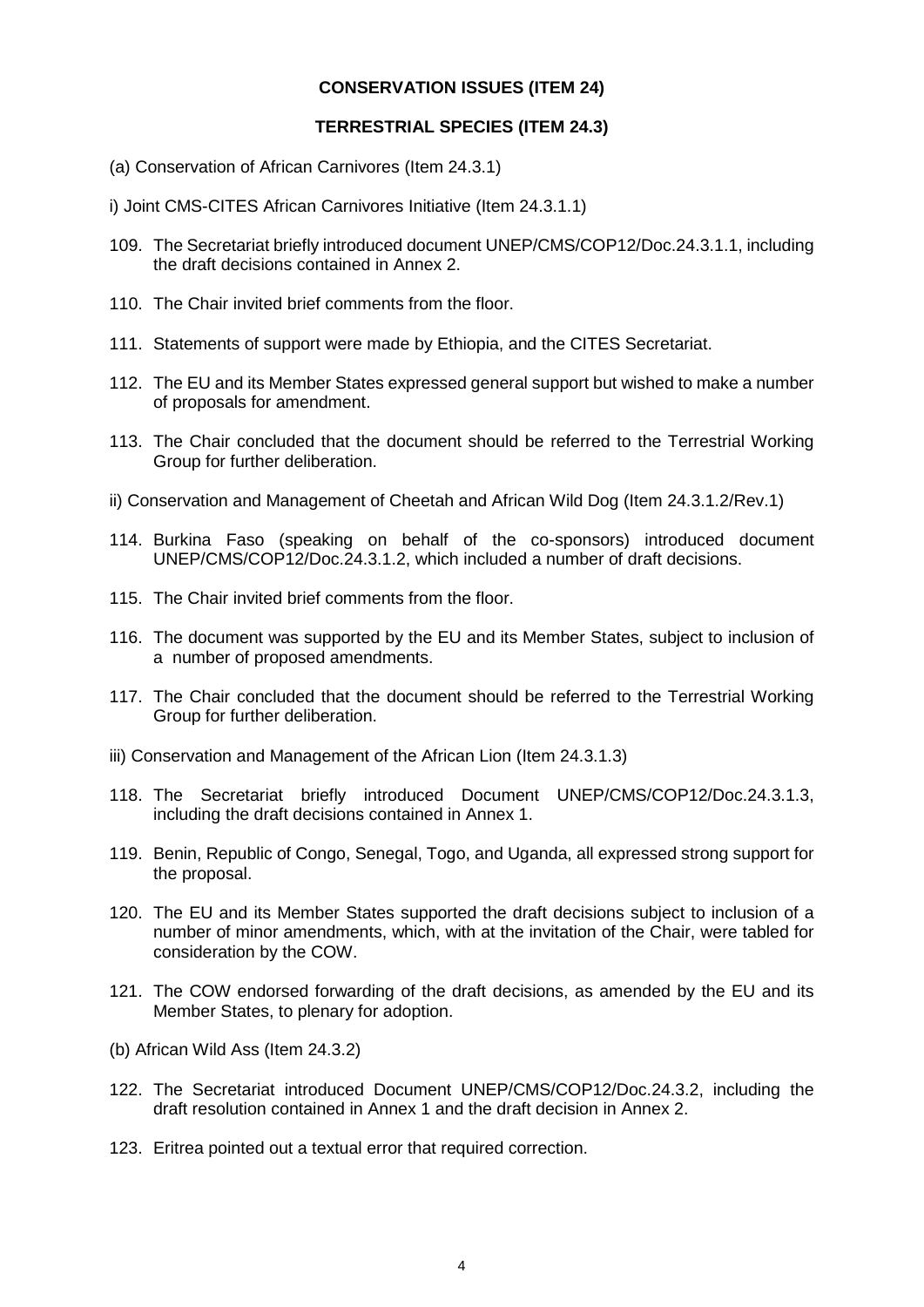## CONSERVATION ISSUES (ITEM 24)

### TERRESTRIAL SPECIES (ITEM 24.3)

(a) Conservation of African Carnivores (Item 24.3.1)

i) Joint CMS-CITES African Carnivores Initiative (Item 24.3.1.1)

109. The Secretariat briefly introduced document UNEP/CMS/COP12/Doc.24.3.1.1, including the draft decisions contained in Annex 2.

110. The Chair invited brief comments from the floor.

111. Statements of support were made by Ethiopia, and the CITES Secretariat.

112. The EU and its Member States expressed general support but wished to make a number of proposals for amendment.

113. The Chair concluded that the document should be referred to the Terrestrial Working Group for further deliberation.

ii) Conservation and Management of Cheetah and African Wild Dog (Item 24.3.1.2/Rev.1)

114. Burkina Faso (speaking on behalf of the co-sponsors) introduced document UNEP/CMS/COP12/Doc.24.3.1.2, which included a number of draft decisions.

115. The Chair invited brief comments from the floor.

116. The document was supported by the EU and its Member States, subject to inclusion of a number of proposed amendments.

117. The Chair concluded that the document should be referred to the Terrestrial Working Group for further deliberation.

iii) Conservation and Management of the African Lion (Item 24.3.1.3)

118. The Secretariat briefly introduced Document UNEP/CMS/COP12/Doc.24.3.1.3, including the draft decisions contained in Annex 1.

119. Benin, Republic of Congo, Senegal, Togo, and Uganda, all expressed strong support for the proposal.

120. The EU and its Member States supported the draft decisions subject to inclusion of a number of minor amendments, which, with at the invitation of the Chair, were tabled for consideration by the COW.

121. The COW endorsed forwarding of the draft decisions, as amended by the EU and its Member States, to plenary for adoption.

(b) African Wild Ass (Item 24.3.2)

122. The Secretariat introduced Document UNEP/CMS/COP12/Doc.24.3.2, including the draft resolution contained in Annex 1 and the draft decision in Annex 2.

123. Eritrea pointed out a textual error that required correction.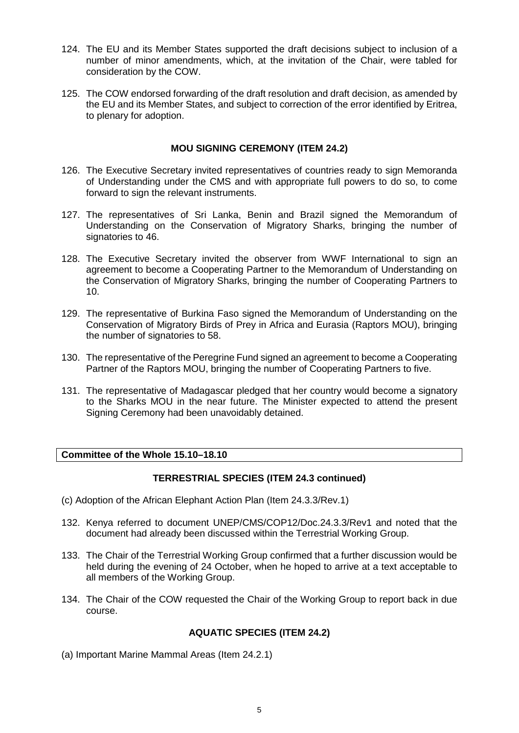124. The EU and its Member States supported the draft decisions subject to inclusion of a number of minor amendments, which, at the invitation of the Chair, were tabled for consideration by the COW.

125. The COW endorsed forwarding of the draft resolution and draft decision, as amended by the EU and its Member States, and subject to correction of the error identified by Eritrea, to plenary for adoption.

## MOU SIGNING CEREMONY (ITEM 24.2)

126. The Executive Secretary invited representatives of countries ready to sign Memoranda of Understanding under the CMS and with appropriate full powers to do so, to come forward to sign the relevant instruments.

127. The representatives of Sri Lanka, Benin and Brazil signed the Memorandum of Understanding on the Conservation of Migratory Sharks, bringing the number of signatories to 46.

128. The Executive Secretary invited the observer from WWF International to sign an agreement to become a Cooperating Partner to the Memorandum of Understanding on the Conservation of Migratory Sharks, bringing the number of Cooperating Partners to 10.

129. The representative of Burkina Faso signed the Memorandum of Understanding on the Conservation of Migratory Birds of Prey in Africa and Eurasia (Raptors MOU), bringing the number of signatories to 58.

130. The representative of the Peregrine Fund signed an agreement to become a Cooperating Partner of the Raptors MOU, bringing the number of Cooperating Partners to five.

131. The representative of Madagascar pledged that her country would become a signatory to the Sharks MOU in the near future. The Minister expected to attend the present Signing Ceremony had been unavoidably detained.

**Committee of the Whole 15.10–18.10**

## TERRESTRIAL SPECIES (ITEM 24.3 continued)

(c) Adoption of the African Elephant Action Plan (Item 24.3.3/Rev.1)

132. Kenya referred to document UNEP/CMS/COP12/Doc.24.3.3/Rev1 and noted that the document had already been discussed within the Terrestrial Working Group.

133. The Chair of the Terrestrial Working Group confirmed that a further discussion would be held during the evening of 24 October, when he hoped to arrive at a text acceptable to all members of the Working Group.

134. The Chair of the COW requested the Chair of the Working Group to report back in due course.

## AQUATIC SPECIES (ITEM 24.2)

(a) Important Marine Mammal Areas (Item 24.2.1)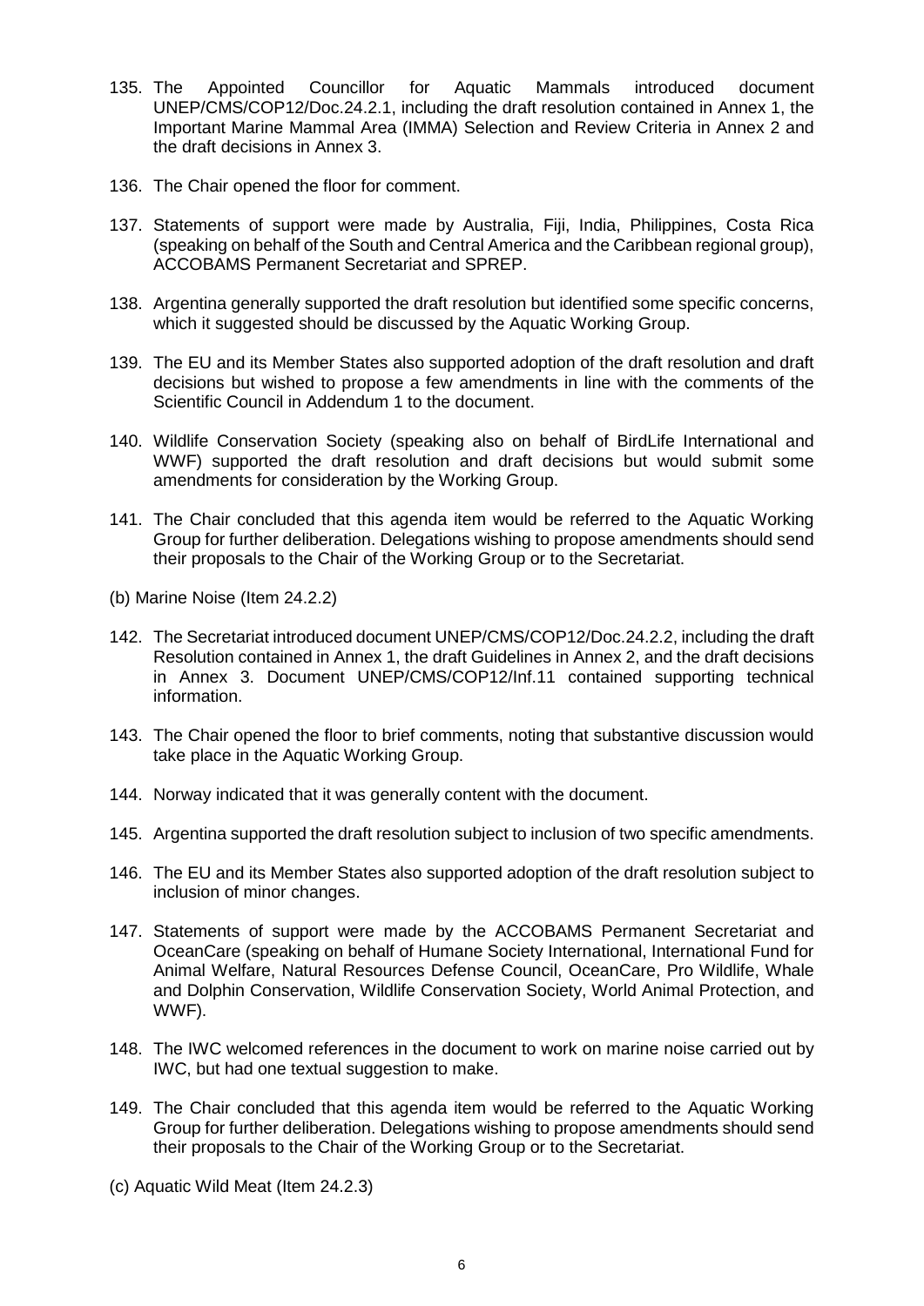135. The Appointed Councillor for Aquatic Mammals introduced document UNEP/CMS/COP12/Doc.24.2.1, including the draft resolution contained in Annex 1, the Important Marine Mammal Area (IMMA) Selection and Review Criteria in Annex 2 and the draft decisions in Annex 3.

136. The Chair opened the floor for comment.

137. Statements of support were made by Australia, Fiji, India, Philippines, Costa Rica (speaking on behalf of the South and Central America and the Caribbean regional group), ACCOBAMS Permanent Secretariat and SPREP.

138. Argentina generally supported the draft resolution but identified some specific concerns, which it suggested should be discussed by the Aquatic Working Group.

139. The EU and its Member States also supported adoption of the draft resolution and draft decisions but wished to propose a few amendments in line with the comments of the Scientific Council in Addendum 1 to the document.

140. Wildlife Conservation Society (speaking also on behalf of BirdLife International and WWF) supported the draft resolution and draft decisions but would submit some amendments for consideration by the Working Group.

141. The Chair concluded that this agenda item would be referred to the Aquatic Working Group for further deliberation. Delegations wishing to propose amendments should send their proposals to the Chair of the Working Group or to the Secretariat.

(b) Marine Noise (Item 24.2.2)

142. The Secretariat introduced document UNEP/CMS/COP12/Doc.24.2.2, including the draft Resolution contained in Annex 1, the draft Guidelines in Annex 2, and the draft decisions in Annex 3. Document UNEP/CMS/COP12/Inf.11 contained supporting technical information.

143. The Chair opened the floor to brief comments, noting that substantive discussion would take place in the Aquatic Working Group.

144. Norway indicated that it was generally content with the document.

145. Argentina supported the draft resolution subject to inclusion of two specific amendments.

146. The EU and its Member States also supported adoption of the draft resolution subject to inclusion of minor changes.

147. Statements of support were made by the ACCOBAMS Permanent Secretariat and OceanCare (speaking on behalf of Humane Society International, International Fund for Animal Welfare, Natural Resources Defense Council, OceanCare, Pro Wildlife, Whale and Dolphin Conservation, Wildlife Conservation Society, World Animal Protection, and WWF).

148. The IWC welcomed references in the document to work on marine noise carried out by IWC, but had one textual suggestion to make.

149. The Chair concluded that this agenda item would be referred to the Aquatic Working Group for further deliberation. Delegations wishing to propose amendments should send their proposals to the Chair of the Working Group or to the Secretariat.

(c) Aquatic Wild Meat (Item 24.2.3)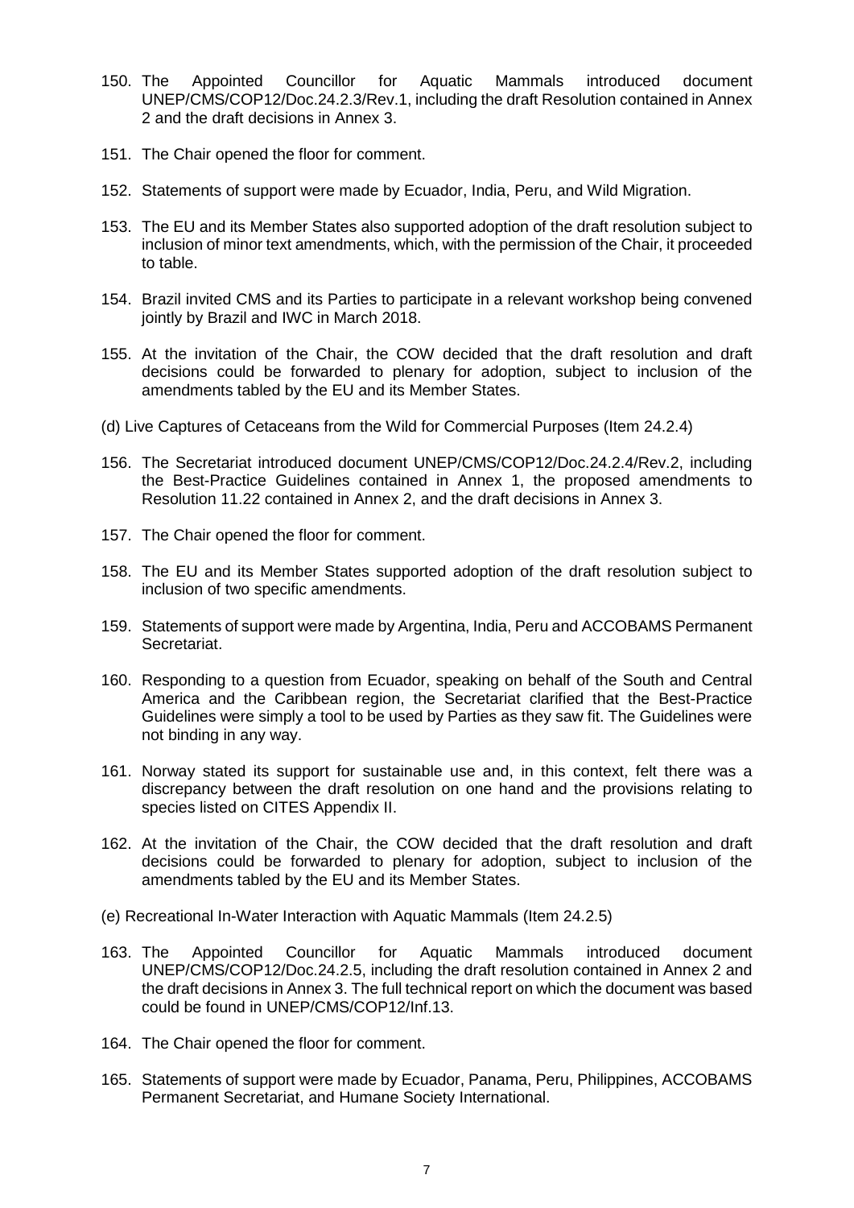150. The Appointed Councillor for Aquatic Mammals introduced document UNEP/CMS/COP12/Doc.24.2.3/Rev.1, including the draft Resolution contained in Annex 2 and the draft decisions in Annex 3.

151. The Chair opened the floor for comment.

152. Statements of support were made by Ecuador, India, Peru, and Wild Migration.

153. The EU and its Member States also supported adoption of the draft resolution subject to inclusion of minor text amendments, which, with the permission of the Chair, it proceeded to table.

154. Brazil invited CMS and its Parties to participate in a relevant workshop being convened jointly by Brazil and IWC in March 2018.

155. At the invitation of the Chair, the COW decided that the draft resolution and draft decisions could be forwarded to plenary for adoption, subject to inclusion of the amendments tabled by the EU and its Member States.

(d) Live Captures of Cetaceans from the Wild for Commercial Purposes (Item 24.2.4)

156. The Secretariat introduced document UNEP/CMS/COP12/Doc.24.2.4/Rev.2, including the Best-Practice Guidelines contained in Annex 1, the proposed amendments to Resolution 11.22 contained in Annex 2, and the draft decisions in Annex 3.

157. The Chair opened the floor for comment.

158. The EU and its Member States supported adoption of the draft resolution subject to inclusion of two specific amendments.

159. Statements of support were made by Argentina, India, Peru and ACCOBAMS Permanent Secretariat.

160. Responding to a question from Ecuador, speaking on behalf of the South and Central America and the Caribbean region, the Secretariat clarified that the Best-Practice Guidelines were simply a tool to be used by Parties as they saw fit. The Guidelines were not binding in any way.

161. Norway stated its support for sustainable use and, in this context, felt there was a discrepancy between the draft resolution on one hand and the provisions relating to species listed on CITES Appendix II.

162. At the invitation of the Chair, the COW decided that the draft resolution and draft decisions could be forwarded to plenary for adoption, subject to inclusion of the amendments tabled by the EU and its Member States.

(e) Recreational In-Water Interaction with Aquatic Mammals (Item 24.2.5)

163. The Appointed Councillor for Aquatic Mammals introduced document UNEP/CMS/COP12/Doc.24.2.5, including the draft resolution contained in Annex 2 and the draft decisions in Annex 3. The full technical report on which the document was based could be found in UNEP/CMS/COP12/Inf.13.

164. The Chair opened the floor for comment.

165. Statements of support were made by Ecuador, Panama, Peru, Philippines, ACCOBAMS Permanent Secretariat, and Humane Society International.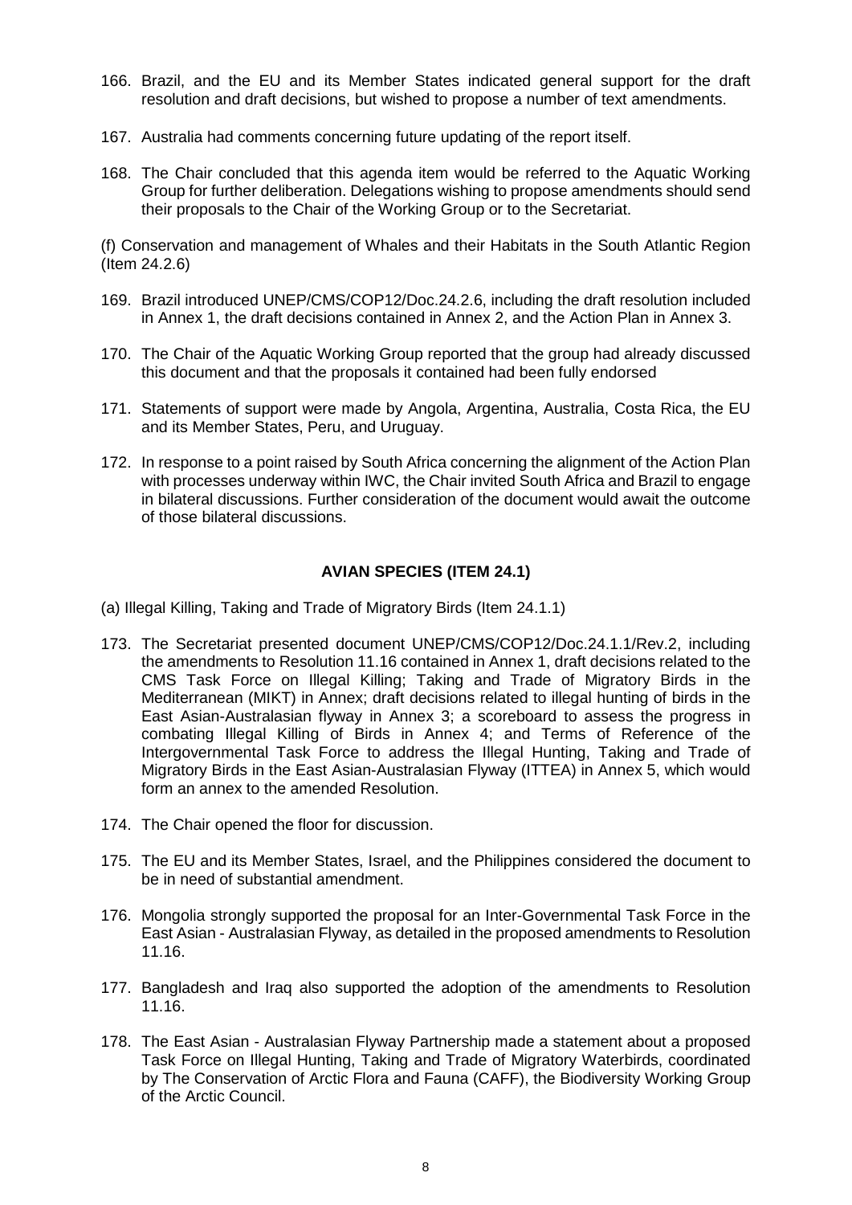166. Brazil, and the EU and its Member States indicated general support for the draft resolution and draft decisions, but wished to propose a number of text amendments.

167. Australia had comments concerning future updating of the report itself.

168. The Chair concluded that this agenda item would be referred to the Aquatic Working Group for further deliberation. Delegations wishing to propose amendments should send their proposals to the Chair of the Working Group or to the Secretariat.

(f) Conservation and management of Whales and their Habitats in the South Atlantic Region (Item 24.2.6)

169. Brazil introduced UNEP/CMS/COP12/Doc.24.2.6, including the draft resolution included in Annex 1, the draft decisions contained in Annex 2, and the Action Plan in Annex 3.

170. The Chair of the Aquatic Working Group reported that the group had already discussed this document and that the proposals it contained had been fully endorsed

171. Statements of support were made by Angola, Argentina, Australia, Costa Rica, the EU and its Member States, Peru, and Uruguay.

172. In response to a point raised by South Africa concerning the alignment of the Action Plan with processes underway within IWC, the Chair invited South Africa and Brazil to engage in bilateral discussions. Further consideration of the document would await the outcome of those bilateral discussions.

## AVIAN SPECIES (ITEM 24.1)

(a) Illegal Killing, Taking and Trade of Migratory Birds (Item 24.1.1)

173. The Secretariat presented document UNEP/CMS/COP12/Doc.24.1.1/Rev.2, including the amendments to Resolution 11.16 contained in Annex 1, draft decisions related to the CMS Task Force on Illegal Killing; Taking and Trade of Migratory Birds in the Mediterranean (MIKT) in Annex; draft decisions related to illegal hunting of birds in the East Asian-Australasian flyway in Annex 3; a scoreboard to assess the progress in combating Illegal Killing of Birds in Annex 4; and Terms of Reference of the Intergovernmental Task Force to address the Illegal Hunting, Taking and Trade of Migratory Birds in the East Asian-Australasian Flyway (ITTEA) in Annex 5, which would form an annex to the amended Resolution.

174. The Chair opened the floor for discussion.

175. The EU and its Member States, Israel, and the Philippines considered the document to be in need of substantial amendment.

176. Mongolia strongly supported the proposal for an Inter-Governmental Task Force in the East Asian - Australasian Flyway, as detailed in the proposed amendments to Resolution 11.16.

177. Bangladesh and Iraq also supported the adoption of the amendments to Resolution 11.16.

178. The East Asian - Australasian Flyway Partnership made a statement about a proposed Task Force on Illegal Hunting, Taking and Trade of Migratory Waterbirds, coordinated by The Conservation of Arctic Flora and Fauna (CAFF), the Biodiversity Working Group of the Arctic Council.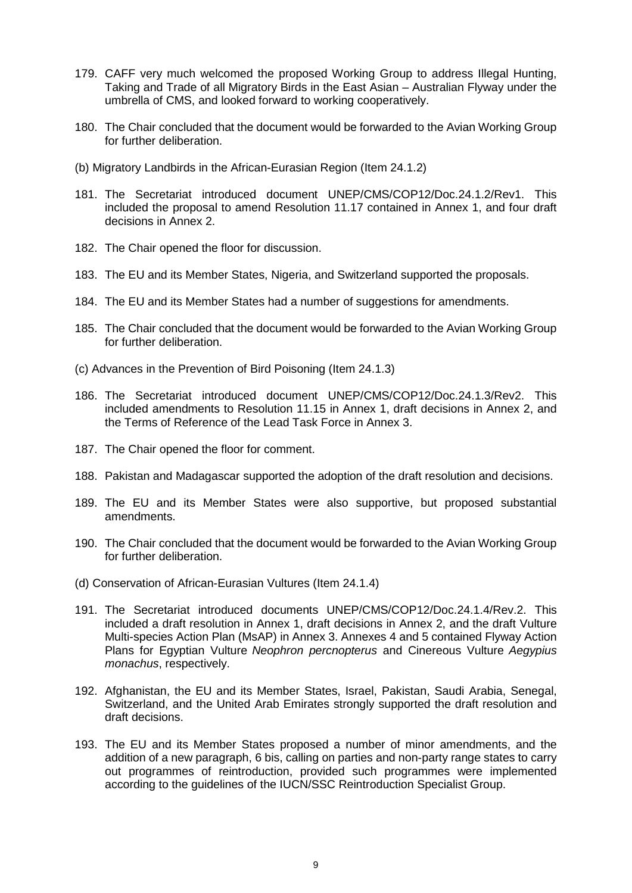179. CAFF very much welcomed the proposed Working Group to address Illegal Hunting, Taking and Trade of all Migratory Birds in the East Asian – Australian Flyway under the umbrella of CMS, and looked forward to working cooperatively.

180. The Chair concluded that the document would be forwarded to the Avian Working Group for further deliberation.

(b) Migratory Landbirds in the African-Eurasian Region (Item 24.1.2)

181. The Secretariat introduced document UNEP/CMS/COP12/Doc.24.1.2/Rev1. This included the proposal to amend Resolution 11.17 contained in Annex 1, and four draft decisions in Annex 2.

182. The Chair opened the floor for discussion.

183. The EU and its Member States, Nigeria, and Switzerland supported the proposals.

184. The EU and its Member States had a number of suggestions for amendments.

185. The Chair concluded that the document would be forwarded to the Avian Working Group for further deliberation.

(c) Advances in the Prevention of Bird Poisoning (Item 24.1.3)

186. The Secretariat introduced document UNEP/CMS/COP12/Doc.24.1.3/Rev2. This included amendments to Resolution 11.15 in Annex 1, draft decisions in Annex 2, and the Terms of Reference of the Lead Task Force in Annex 3.

187. The Chair opened the floor for comment.

188. Pakistan and Madagascar supported the adoption of the draft resolution and decisions.

189. The EU and its Member States were also supportive, but proposed substantial amendments.

190. The Chair concluded that the document would be forwarded to the Avian Working Group for further deliberation.

(d) Conservation of African-Eurasian Vultures (Item 24.1.4)

191. The Secretariat introduced documents UNEP/CMS/COP12/Doc.24.1.4/Rev.2. This included a draft resolution in Annex 1, draft decisions in Annex 2, and the draft Vulture Multi-species Action Plan (MsAP) in Annex 3. Annexes 4 and 5 contained Flyway Action Plans for Egyptian Vulture *Neophron percnopterus* and Cinereous Vulture *Aegypius monachus*, respectively.

192. Afghanistan, the EU and its Member States, Israel, Pakistan, Saudi Arabia, Senegal, Switzerland, and the United Arab Emirates strongly supported the draft resolution and draft decisions.

193. The EU and its Member States proposed a number of minor amendments, and the addition of a new paragraph, 6 bis, calling on parties and non-party range states to carry out programmes of reintroduction, provided such programmes were implemented according to the guidelines of the IUCN/SSC Reintroduction Specialist Group.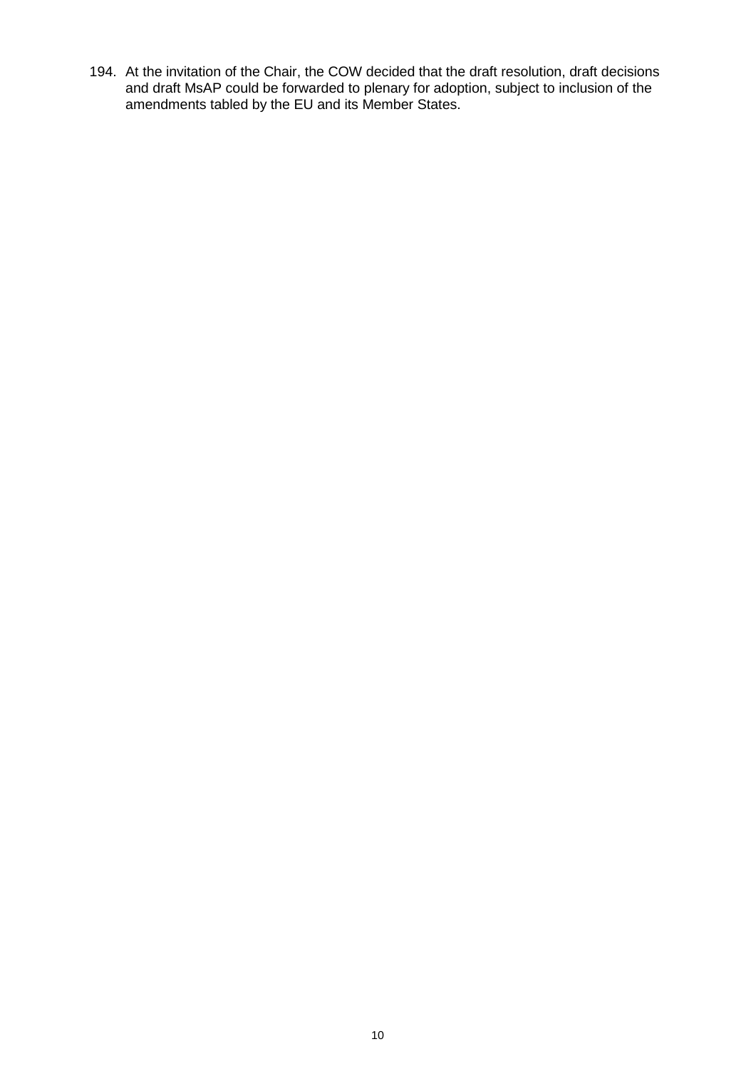194. At the invitation of the Chair, the COW decided that the draft resolution, draft decisions and draft MsAP could be forwarded to plenary for adoption, subject to inclusion of the amendments tabled by the EU and its Member States.